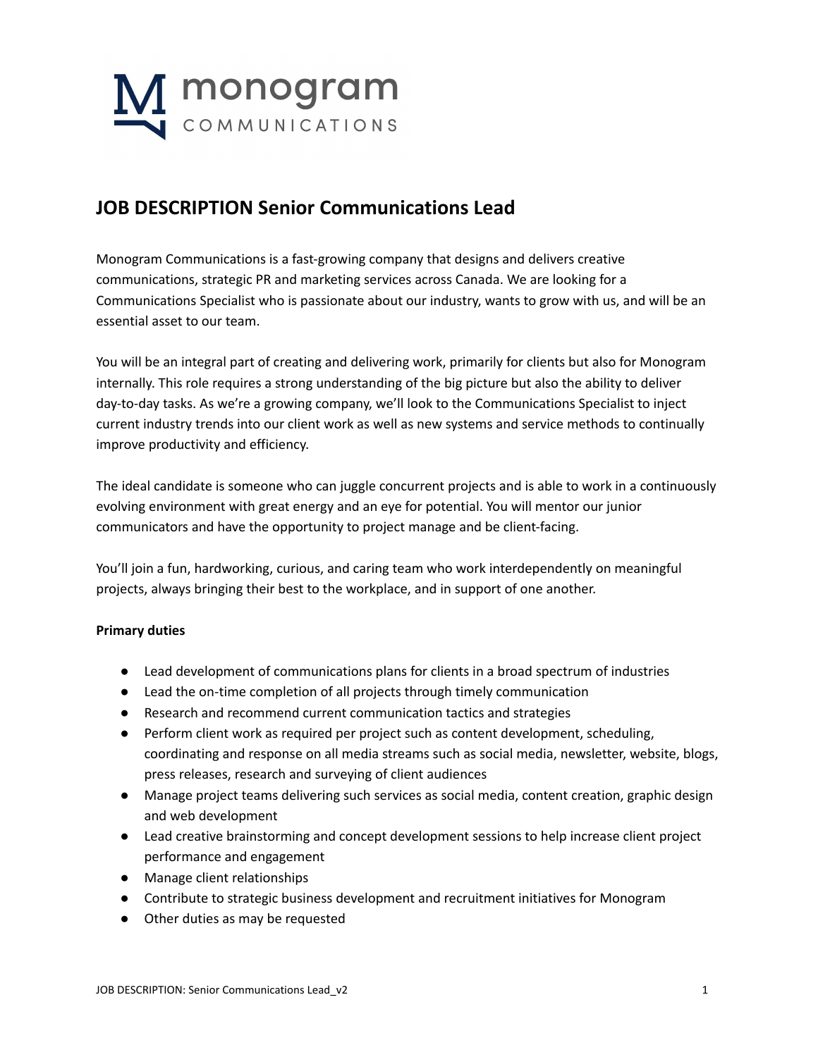# JOB DESCRIPTION Senior Communications Lead

Monogram Communications is a fast-growing company that designs and delivers creative communications, strategic PR and marketing services across Canada. We are looking for a Communications Specialist who is passionate about our industry, wants to grow with us, and will be an essential asset to our team.

You will be an integral part of creating and delivering work, primarily for clients but also for Monogram internally. This role requires a strong understanding of the big picture but also the ability to deliver day-to-day tasks. As we're a growing company, we'll look to the Communications Specialist to inject current industry trends into our client work as well as new systems and service methods to continually improve productivity and efficiency.

The ideal candidate is someone who can juggle concurrent projects and is able to work in a continuously evolving environment with great energy and an eye for potential. You will mentor our junior communicators and have the opportunity to project manage and be client-facing.

You'll join a fun, hardworking, curious, and caring team who work interdependently on meaningful projects, always bringing their best to the workplace, and in support of one another.

**Primary duties**

- Lead development of communications plans for clients in a broad spectrum of industries
- Lead the on-time completion of all projects through timely communication
- Research and recommend current communication tactics and strategies
- Perform client work as required per project such as content development, scheduling, coordinating and response on all media streams such as social media, newsletter, website, blogs, press releases, research and surveying of client audiences
- Manage project teams delivering such services as social media, content creation, graphic design and web development
- Lead creative brainstorming and concept development sessions to help increase client project performance and engagement
- Manage client relationships
- Contribute to strategic business development and recruitment initiatives for Monogram
- Other duties as may be requested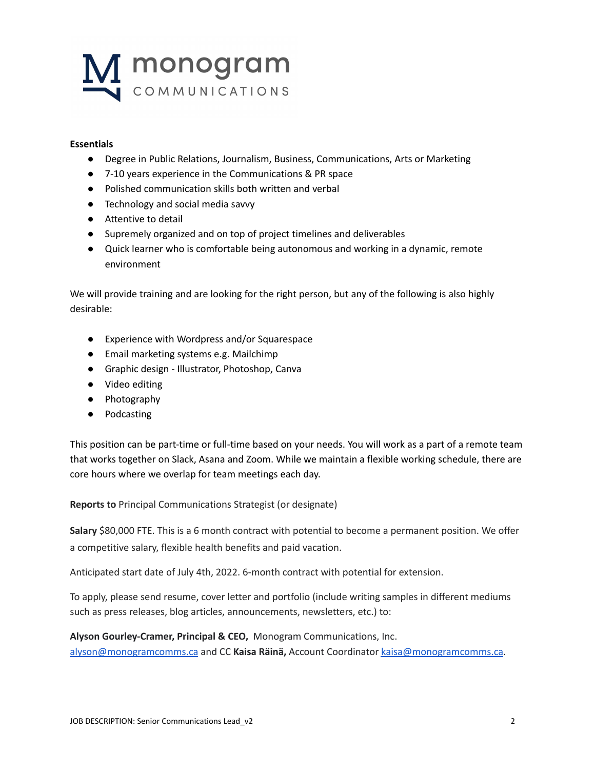**Essentials**

- Degree in Public Relations, Journalism, Business, Communications, Arts or Marketing
- 7-10 years experience in the Communications & PR space
- Polished communication skills both written and verbal
- Technology and social media savvy
- Attentive to detail
- Supremely organized and on top of project timelines and deliverables
- Quick learner who is comfortable being autonomous and working in a dynamic, remote environment

We will provide training and are looking for the right person, but any of the following is also highly desirable:

- Experience with Wordpress and/or Squarespace
- Email marketing systems e.g. Mailchimp
- Graphic design - Illustrator, Photoshop, Canva
- Video editing
- Photography
- Podcasting

This position can be part-time or full-time based on your needs. You will work as a part of a remote team that works together on Slack, Asana and Zoom. While we maintain a flexible working schedule, there are core hours where we overlap for team meetings each day.

**Reports to** Principal Communications Strategist (or designate)

**Salary** $80,000 FTE. This is a 6 month contract with potential to become a permanent position. We offer a competitive salary, flexible health benefits and paid vacation.

Anticipated start date of July 4th, 2022. 6-month contract with potential for extension.

To apply, please send resume, cover letter and portfolio (include writing samples in different mediums such as press releases, blog articles, announcements, newsletters, etc.) to:

**Alyson Gourley-Cramer, Principal & CEO,** Monogram Communications, Inc. alyson@monogramcomms.ca and CC **Kaisa Räinä,** Account Coordinator kaisa@monogramcomms.ca.